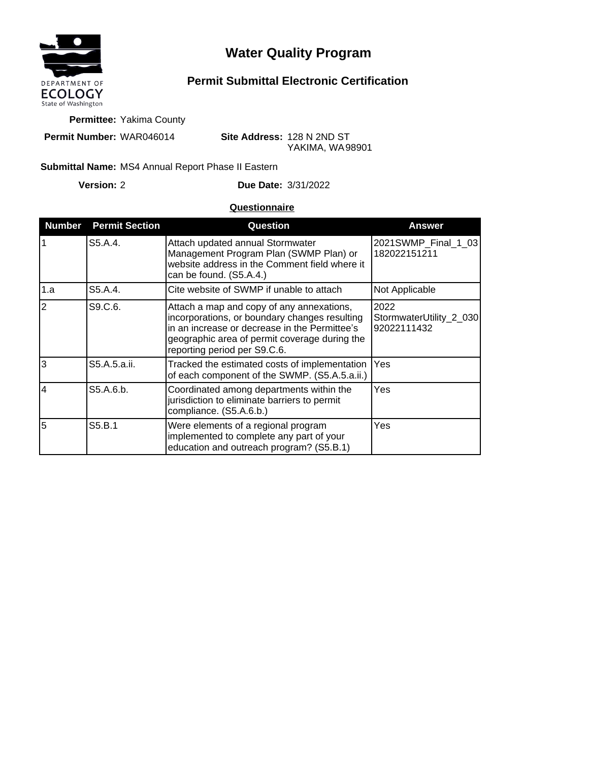DEPARTMENT OF
ECOLOGY
State of Washington

# Water Quality Program

## Permit Submittal Electronic Certification

**Permittee:** Yakima County

**Permit Number:** WAR046014

**Site Address:** 128 N 2ND ST
YAKIMA, WA 98901

**Submittal Name:** MS4 Annual Report Phase II Eastern

**Version:** 2

**Due Date:** 3/31/2022

**Questionnaire**

| Number | Permit Section | Question | Answer |
|---|---|---|---|
| 1 | S5.A.4. | Attach updated annual Stormwater Management Program Plan (SWMP Plan) or website address in the Comment field where it can be found. (S5.A.4.) | 2021SWMP_Final_1_03182022151211 |
| 1.a | S5.A.4. | Cite website of SWMP if unable to attach | Not Applicable |
| 2 | S9.C.6. | Attach a map and copy of any annexations, incorporations, or boundary changes resulting in an increase or decrease in the Permittee's geographic area of permit coverage during the reporting period per S9.C.6. | 2022 StormwaterUtility_2_03092022111432 |
| 3 | S5.A.5.a.ii. | Tracked the estimated costs of implementation of each component of the SWMP. (S5.A.5.a.ii.) | Yes |
| 4 | S5.A.6.b. | Coordinated among departments within the jurisdiction to eliminate barriers to permit compliance. (S5.A.6.b.) | Yes |
| 5 | S5.B.1 | Were elements of a regional program implemented to complete any part of your education and outreach program? (S5.B.1) | Yes |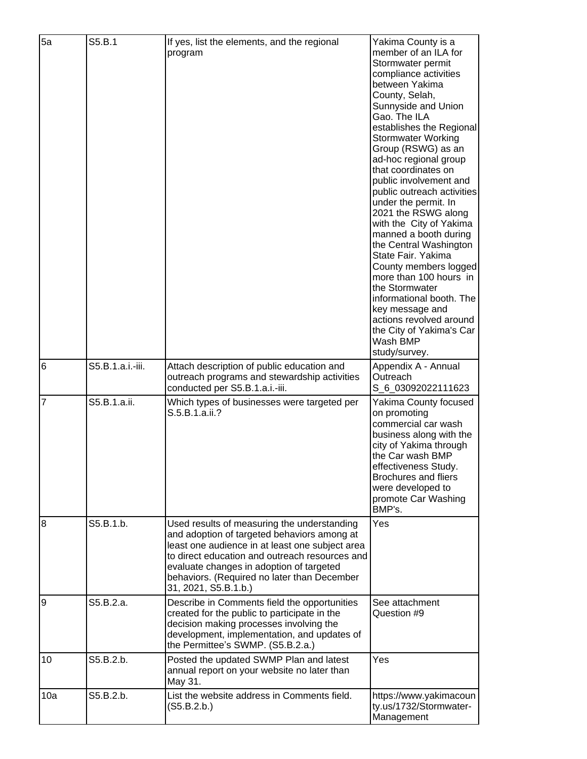| 5a | S5.B.1 | If yes, list the elements, and the regional program | Yakima County is a member of an ILA for Stormwater permit compliance activities between Yakima County, Selah, Sunnyside and Union Gao. The ILA establishes the Regional Stormwater Working Group (RSWG) as an ad-hoc regional group that coordinates on public involvement and public outreach activities under the permit. In 2021 the RSWG along with the City of Yakima manned a booth during the Central Washington State Fair. Yakima County members logged more than 100 hours in the Stormwater informational booth. The key message and actions revolved around the City of Yakima's Car Wash BMP study/survey. |
|---|---|---|---|
| 6 | S5.B.1.a.i.-iii. | Attach description of public education and outreach programs and stewardship activities conducted per S5.B.1.a.i.-iii. | Appendix A - Annual Outreach S_6_03092022111623 |
| 7 | S5.B.1.a.ii. | Which types of businesses were targeted per S.5.B.1.a.ii.? | Yakima County focused on promoting commercial car wash business along with the city of Yakima through the Car wash BMP effectiveness Study. Brochures and fliers were developed to promote Car Washing BMP's. |
| 8 | S5.B.1.b. | Used results of measuring the understanding and adoption of targeted behaviors among at least one audience in at least one subject area to direct education and outreach resources and evaluate changes in adoption of targeted behaviors. (Required no later than December 31, 2021, S5.B.1.b.) | Yes |
| 9 | S5.B.2.a. | Describe in Comments field the opportunities created for the public to participate in the decision making processes involving the development, implementation, and updates of the Permittee's SWMP. (S5.B.2.a.) | See attachment Question #9 |
| 10 | S5.B.2.b. | Posted the updated SWMP Plan and latest annual report on your website no later than May 31. | Yes |
| 10a | S5.B.2.b. | List the website address in Comments field. (S5.B.2.b.) | https://www.yakimacounty.us/1732/Stormwater-Management |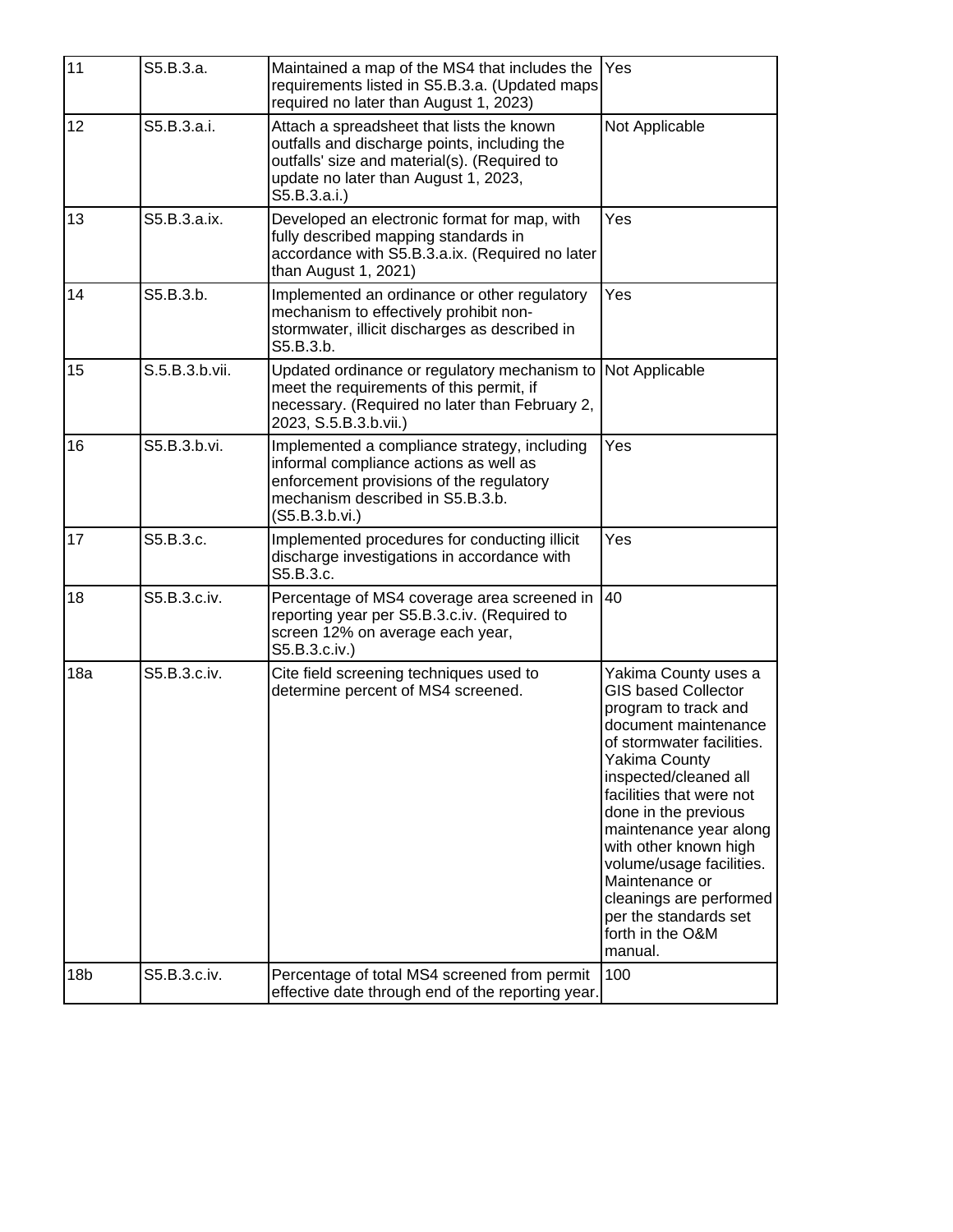| 11 | S5.B.3.a. | Maintained a map of the MS4 that includes the requirements listed in S5.B.3.a. (Updated maps required no later than August 1, 2023) | Yes |
|---|---|---|---|
| 12 | S5.B.3.a.i. | Attach a spreadsheet that lists the known outfalls and discharge points, including the outfalls' size and material(s). (Required to update no later than August 1, 2023, S5.B.3.a.i.) | Not Applicable |
| 13 | S5.B.3.a.ix. | Developed an electronic format for map, with fully described mapping standards in accordance with S5.B.3.a.ix. (Required no later than August 1, 2021) | Yes |
| 14 | S5.B.3.b. | Implemented an ordinance or other regulatory mechanism to effectively prohibit non-stormwater, illicit discharges as described in S5.B.3.b. | Yes |
| 15 | S.5.B.3.b.vii. | Updated ordinance or regulatory mechanism to meet the requirements of this permit, if necessary. (Required no later than February 2, 2023, S.5.B.3.b.vii.) | Not Applicable |
| 16 | S5.B.3.b.vi. | Implemented a compliance strategy, including informal compliance actions as well as enforcement provisions of the regulatory mechanism described in S5.B.3.b. (S5.B.3.b.vi.) | Yes |
| 17 | S5.B.3.c. | Implemented procedures for conducting illicit discharge investigations in accordance with S5.B.3.c. | Yes |
| 18 | S5.B.3.c.iv. | Percentage of MS4 coverage area screened in reporting year per S5.B.3.c.iv. (Required to screen 12% on average each year, S5.B.3.c.iv.) | 40 |
| 18a | S5.B.3.c.iv. | Cite field screening techniques used to determine percent of MS4 screened. | Yakima County uses a GIS based Collector program to track and document maintenance of stormwater facilities. Yakima County inspected/cleaned all facilities that were not done in the previous maintenance year along with other known high volume/usage facilities. Maintenance or cleanings are performed per the standards set forth in the O&M manual. |
| 18b | S5.B.3.c.iv. | Percentage of total MS4 screened from permit effective date through end of the reporting year. | 100 |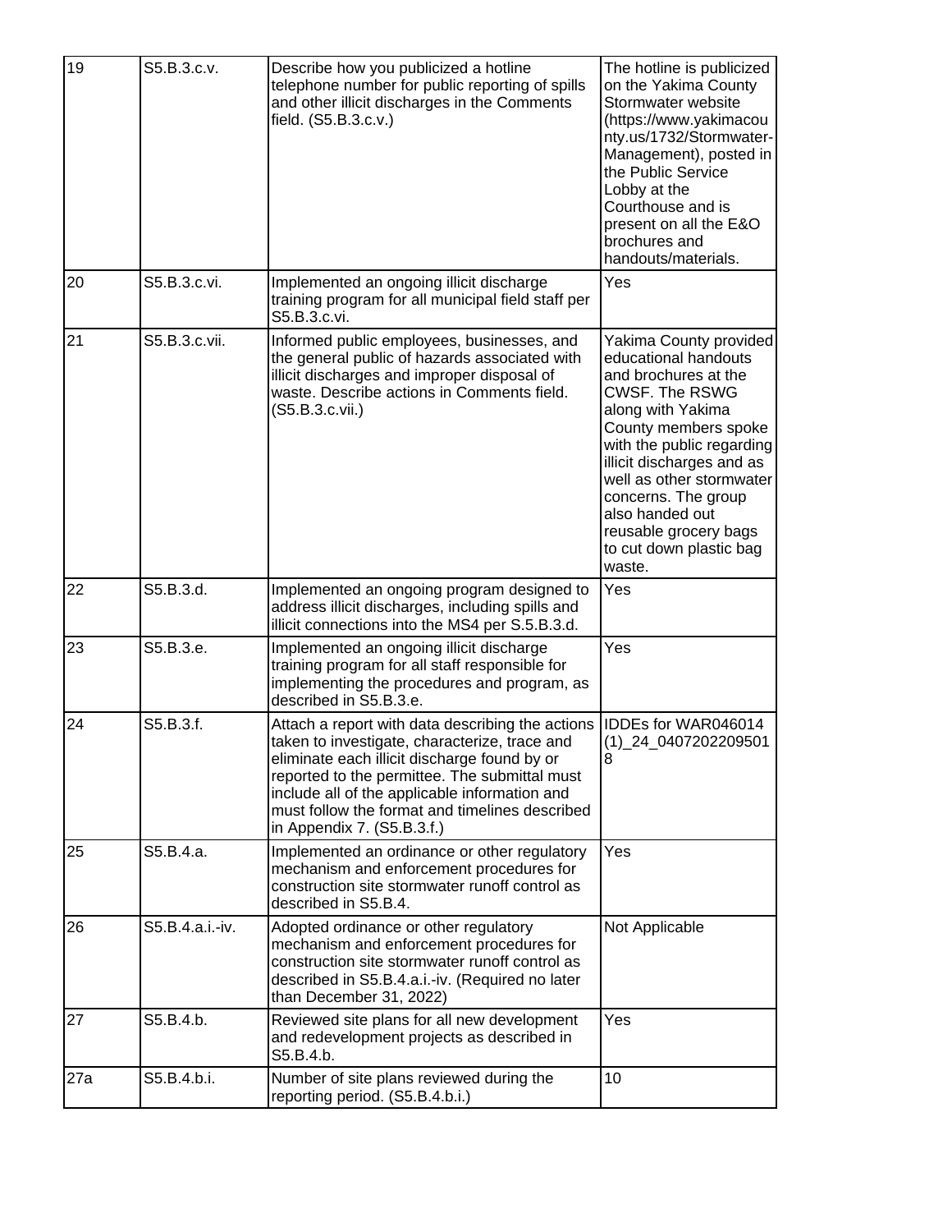| 19 | S5.B.3.c.v. | Describe how you publicized a hotline telephone number for public reporting of spills and other illicit discharges in the Comments field. (S5.B.3.c.v.) | The hotline is publicized on the Yakima County Stormwater website (https://www.yakimacounty.us/1732/Stormwater-Management), posted in the Public Service Lobby at the Courthouse and is present on all the E&O brochures and handouts/materials. |
|---|---|---|---|
| 20 | S5.B.3.c.vi. | Implemented an ongoing illicit discharge training program for all municipal field staff per S5.B.3.c.vi. | Yes |
| 21 | S5.B.3.c.vii. | Informed public employees, businesses, and the general public of hazards associated with illicit discharges and improper disposal of waste. Describe actions in Comments field. (S5.B.3.c.vii.) | Yakima County provided educational handouts and brochures at the CWSF. The RSWG along with Yakima County members spoke with the public regarding illicit discharges and as well as other stormwater concerns. The group also handed out reusable grocery bags to cut down plastic bag waste. |
| 22 | S5.B.3.d. | Implemented an ongoing program designed to address illicit discharges, including spills and illicit connections into the MS4 per S.5.B.3.d. | Yes |
| 23 | S5.B.3.e. | Implemented an ongoing illicit discharge training program for all staff responsible for implementing the procedures and program, as described in S5.B.3.e. | Yes |
| 24 | S5.B.3.f. | Attach a report with data describing the actions taken to investigate, characterize, trace and eliminate each illicit discharge found by or reported to the permittee. The submittal must include all of the applicable information and must follow the format and timelines described in Appendix 7. (S5.B.3.f.) | IDDEs for WAR046014 (1)_24_04072022095018 |
| 25 | S5.B.4.a. | Implemented an ordinance or other regulatory mechanism and enforcement procedures for construction site stormwater runoff control as described in S5.B.4. | Yes |
| 26 | S5.B.4.a.i.-iv. | Adopted ordinance or other regulatory mechanism and enforcement procedures for construction site stormwater runoff control as described in S5.B.4.a.i.-iv. (Required no later than December 31, 2022) | Not Applicable |
| 27 | S5.B.4.b. | Reviewed site plans for all new development and redevelopment projects as described in S5.B.4.b. | Yes |
| 27a | S5.B.4.b.i. | Number of site plans reviewed during the reporting period. (S5.B.4.b.i.) | 10 |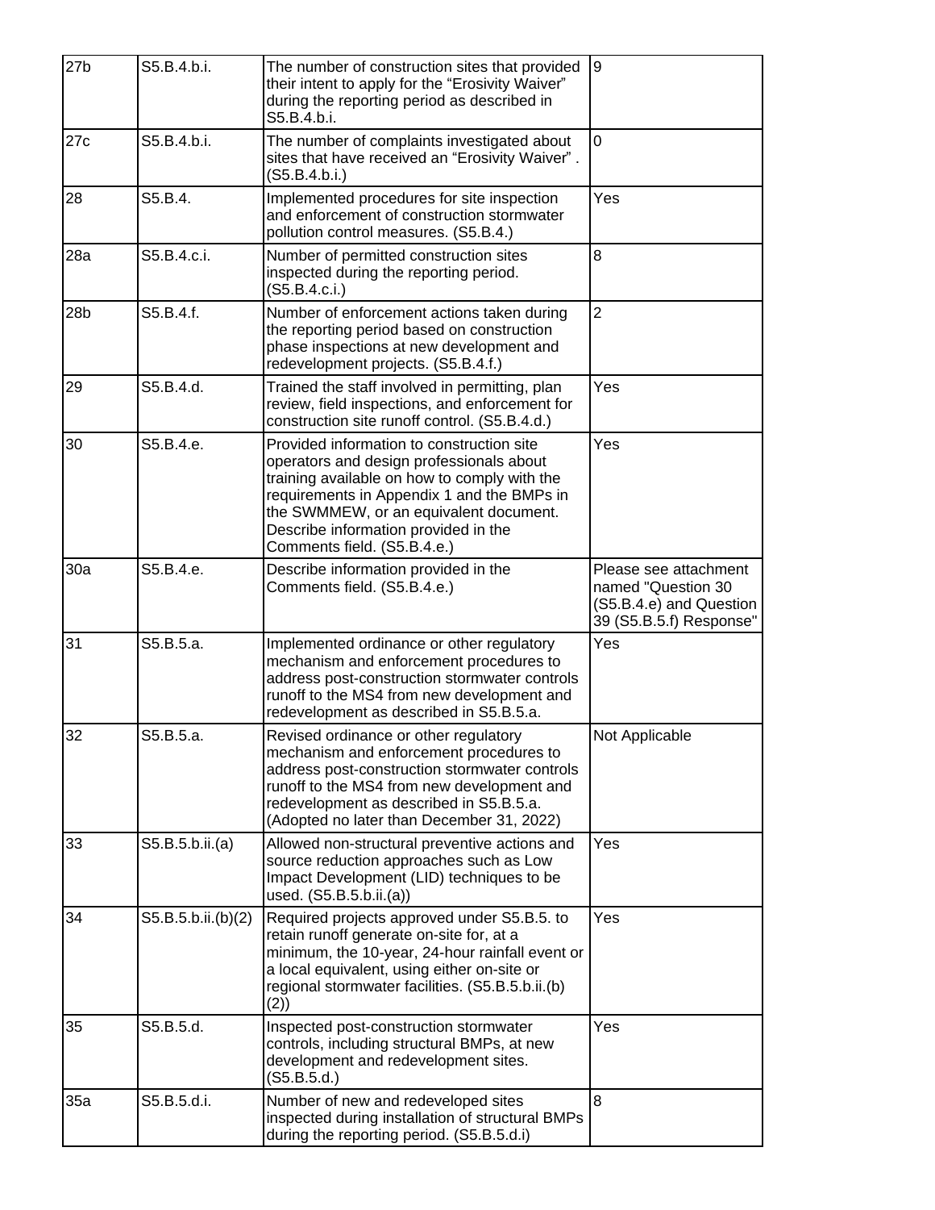| | | | |
|---|---|---|---|
| 27b | S5.B.4.b.i. | The number of construction sites that provided their intent to apply for the "Erosivity Waiver" during the reporting period as described in S5.B.4.b.i. | 9 |
| 27c | S5.B.4.b.i. | The number of complaints investigated about sites that have received an "Erosivity Waiver" . (S5.B.4.b.i.) | 0 |
| 28 | S5.B.4. | Implemented procedures for site inspection and enforcement of construction stormwater pollution control measures. (S5.B.4.) | Yes |
| 28a | S5.B.4.c.i. | Number of permitted construction sites inspected during the reporting period. (S5.B.4.c.i.) | 8 |
| 28b | S5.B.4.f. | Number of enforcement actions taken during the reporting period based on construction phase inspections at new development and redevelopment projects. (S5.B.4.f.) | 2 |
| 29 | S5.B.4.d. | Trained the staff involved in permitting, plan review, field inspections, and enforcement for construction site runoff control. (S5.B.4.d.) | Yes |
| 30 | S5.B.4.e. | Provided information to construction site operators and design professionals about training available on how to comply with the requirements in Appendix 1 and the BMPs in the SWMMEW, or an equivalent document. Describe information provided in the Comments field. (S5.B.4.e.) | Yes |
| 30a | S5.B.4.e. | Describe information provided in the Comments field. (S5.B.4.e.) | Please see attachment named "Question 30 (S5.B.4.e) and Question 39 (S5.B.5.f) Response" |
| 31 | S5.B.5.a. | Implemented ordinance or other regulatory mechanism and enforcement procedures to address post-construction stormwater controls runoff to the MS4 from new development and redevelopment as described in S5.B.5.a. | Yes |
| 32 | S5.B.5.a. | Revised ordinance or other regulatory mechanism and enforcement procedures to address post-construction stormwater controls runoff to the MS4 from new development and redevelopment as described in S5.B.5.a. (Adopted no later than December 31, 2022) | Not Applicable |
| 33 | S5.B.5.b.ii.(a) | Allowed non-structural preventive actions and source reduction approaches such as Low Impact Development (LID) techniques to be used. (S5.B.5.b.ii.(a)) | Yes |
| 34 | S5.B.5.b.ii.(b)(2) | Required projects approved under S5.B.5. to retain runoff generate on-site for, at a minimum, the 10-year, 24-hour rainfall event or a local equivalent, using either on-site or regional stormwater facilities. (S5.B.5.b.ii.(b)(2)) | Yes |
| 35 | S5.B.5.d. | Inspected post-construction stormwater controls, including structural BMPs, at new development and redevelopment sites. (S5.B.5.d.) | Yes |
| 35a | S5.B.5.d.i. | Number of new and redeveloped sites inspected during installation of structural BMPs during the reporting period. (S5.B.5.d.i) | 8 |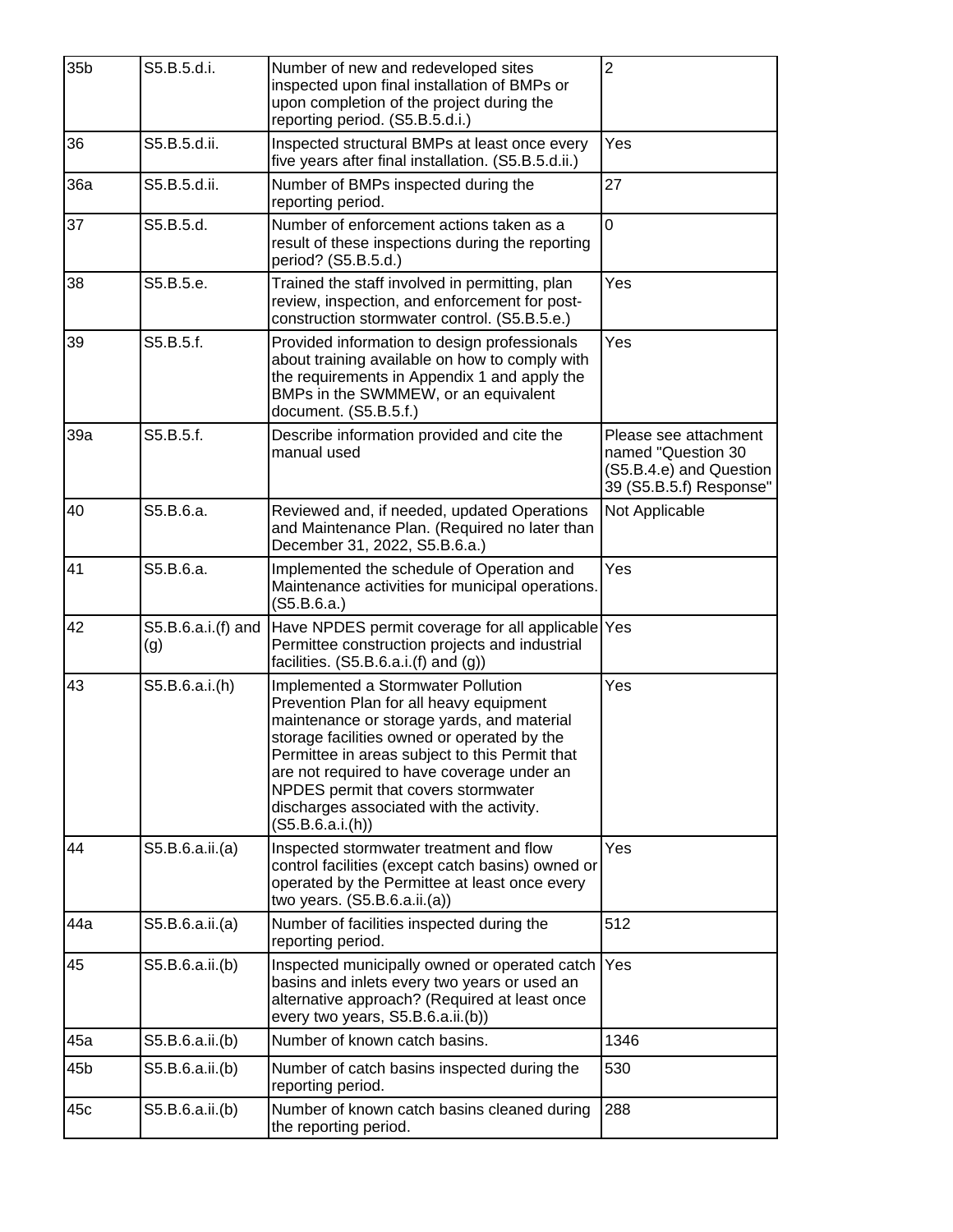| 35b | S5.B.5.d.i. | Number of new and redeveloped sites inspected upon final installation of BMPs or upon completion of the project during the reporting period. (S5.B.5.d.i.) | 2 |
|---|---|---|---|
| 36 | S5.B.5.d.ii. | Inspected structural BMPs at least once every five years after final installation. (S5.B.5.d.ii.) | Yes |
| 36a | S5.B.5.d.ii. | Number of BMPs inspected during the reporting period. | 27 |
| 37 | S5.B.5.d. | Number of enforcement actions taken as a result of these inspections during the reporting period? (S5.B.5.d.) | 0 |
| 38 | S5.B.5.e. | Trained the staff involved in permitting, plan review, inspection, and enforcement for post-construction stormwater control. (S5.B.5.e.) | Yes |
| 39 | S5.B.5.f. | Provided information to design professionals about training available on how to comply with the requirements in Appendix 1 and apply the BMPs in the SWMMEW, or an equivalent document. (S5.B.5.f.) | Yes |
| 39a | S5.B.5.f. | Describe information provided and cite the manual used | Please see attachment named "Question 30 (S5.B.4.e) and Question 39 (S5.B.5.f) Response" |
| 40 | S5.B.6.a. | Reviewed and, if needed, updated Operations and Maintenance Plan. (Required no later than December 31, 2022, S5.B.6.a.) | Not Applicable |
| 41 | S5.B.6.a. | Implemented the schedule of Operation and Maintenance activities for municipal operations. (S5.B.6.a.) | Yes |
| 42 | S5.B.6.a.i.(f) and (g) | Have NPDES permit coverage for all applicable Permittee construction projects and industrial facilities. (S5.B.6.a.i.(f) and (g)) | Yes |
| 43 | S5.B.6.a.i.(h) | Implemented a Stormwater Pollution Prevention Plan for all heavy equipment maintenance or storage yards, and material storage facilities owned or operated by the Permittee in areas subject to this Permit that are not required to have coverage under an NPDES permit that covers stormwater discharges associated with the activity. (S5.B.6.a.i.(h)) | Yes |
| 44 | S5.B.6.a.ii.(a) | Inspected stormwater treatment and flow control facilities (except catch basins) owned or operated by the Permittee at least once every two years. (S5.B.6.a.ii.(a)) | Yes |
| 44a | S5.B.6.a.ii.(a) | Number of facilities inspected during the reporting period. | 512 |
| 45 | S5.B.6.a.ii.(b) | Inspected municipally owned or operated catch basins and inlets every two years or used an alternative approach? (Required at least once every two years, S5.B.6.a.ii.(b)) | Yes |
| 45a | S5.B.6.a.ii.(b) | Number of known catch basins. | 1346 |
| 45b | S5.B.6.a.ii.(b) | Number of catch basins inspected during the reporting period. | 530 |
| 45c | S5.B.6.a.ii.(b) | Number of known catch basins cleaned during the reporting period. | 288 |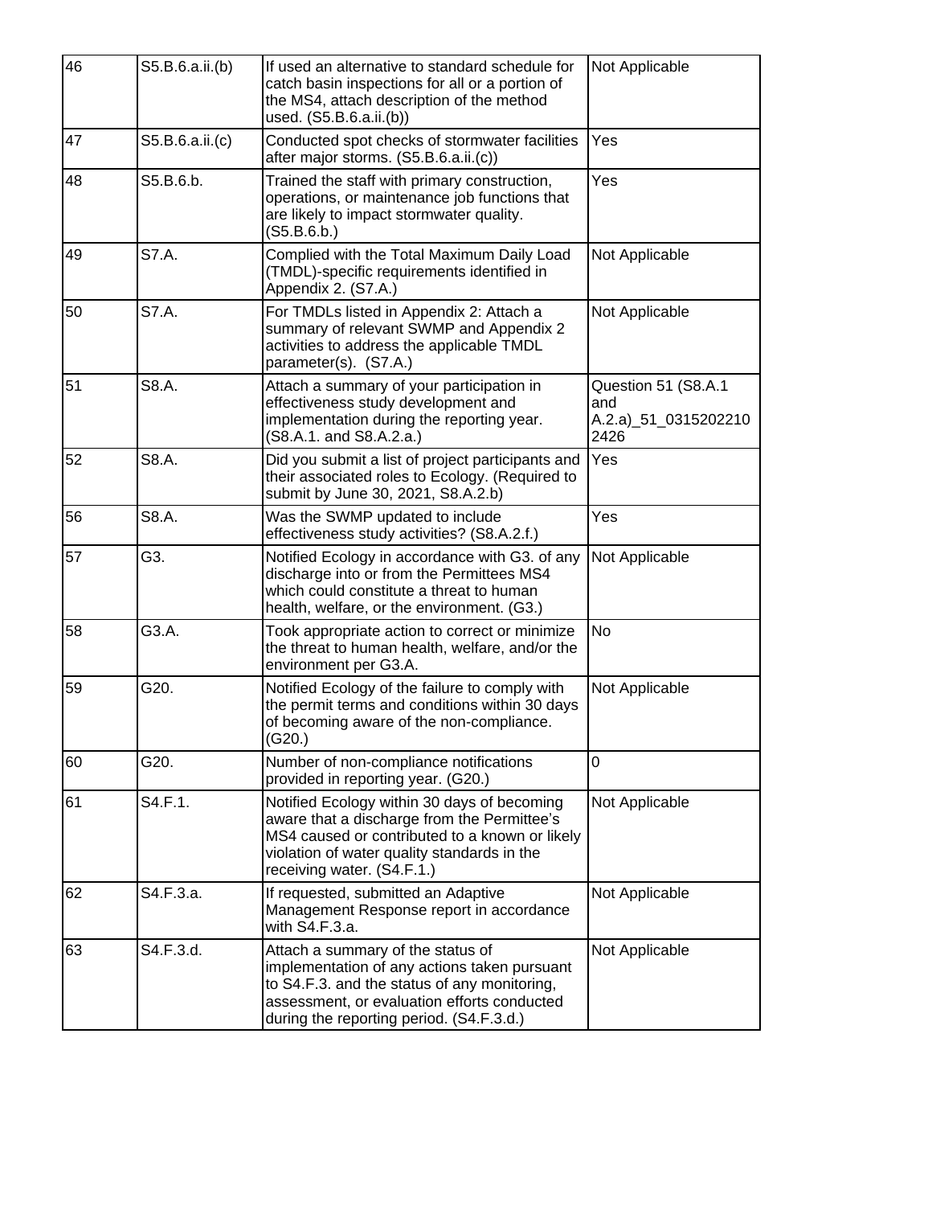| 46 | S5.B.6.a.ii.(b) | If used an alternative to standard schedule for catch basin inspections for all or a portion of the MS4, attach description of the method used. (S5.B.6.a.ii.(b)) | Not Applicable |
|---|---|---|---|
| 47 | S5.B.6.a.ii.(c) | Conducted spot checks of stormwater facilities after major storms. (S5.B.6.a.ii.(c)) | Yes |
| 48 | S5.B.6.b. | Trained the staff with primary construction, operations, or maintenance job functions that are likely to impact stormwater quality. (S5.B.6.b.) | Yes |
| 49 | S7.A. | Complied with the Total Maximum Daily Load (TMDL)-specific requirements identified in Appendix 2. (S7.A.) | Not Applicable |
| 50 | S7.A. | For TMDLs listed in Appendix 2: Attach a summary of relevant SWMP and Appendix 2 activities to address the applicable TMDL parameter(s). (S7.A.) | Not Applicable |
| 51 | S8.A. | Attach a summary of your participation in effectiveness study development and implementation during the reporting year. (S8.A.1. and S8.A.2.a.) | Question 51 (S8.A.1 and A.2.a)_51_03152022102426 |
| 52 | S8.A. | Did you submit a list of project participants and their associated roles to Ecology. (Required to submit by June 30, 2021, S8.A.2.b) | Yes |
| 56 | S8.A. | Was the SWMP updated to include effectiveness study activities? (S8.A.2.f.) | Yes |
| 57 | G3. | Notified Ecology in accordance with G3. of any discharge into or from the Permittees MS4 which could constitute a threat to human health, welfare, or the environment. (G3.) | Not Applicable |
| 58 | G3.A. | Took appropriate action to correct or minimize the threat to human health, welfare, and/or the environment per G3.A. | No |
| 59 | G20. | Notified Ecology of the failure to comply with the permit terms and conditions within 30 days of becoming aware of the non-compliance. (G20.) | Not Applicable |
| 60 | G20. | Number of non-compliance notifications provided in reporting year. (G20.) | 0 |
| 61 | S4.F.1. | Notified Ecology within 30 days of becoming aware that a discharge from the Permittee's MS4 caused or contributed to a known or likely violation of water quality standards in the receiving water. (S4.F.1.) | Not Applicable |
| 62 | S4.F.3.a. | If requested, submitted an Adaptive Management Response report in accordance with S4.F.3.a. | Not Applicable |
| 63 | S4.F.3.d. | Attach a summary of the status of implementation of any actions taken pursuant to S4.F.3. and the status of any monitoring, assessment, or evaluation efforts conducted during the reporting period. (S4.F.3.d.) | Not Applicable |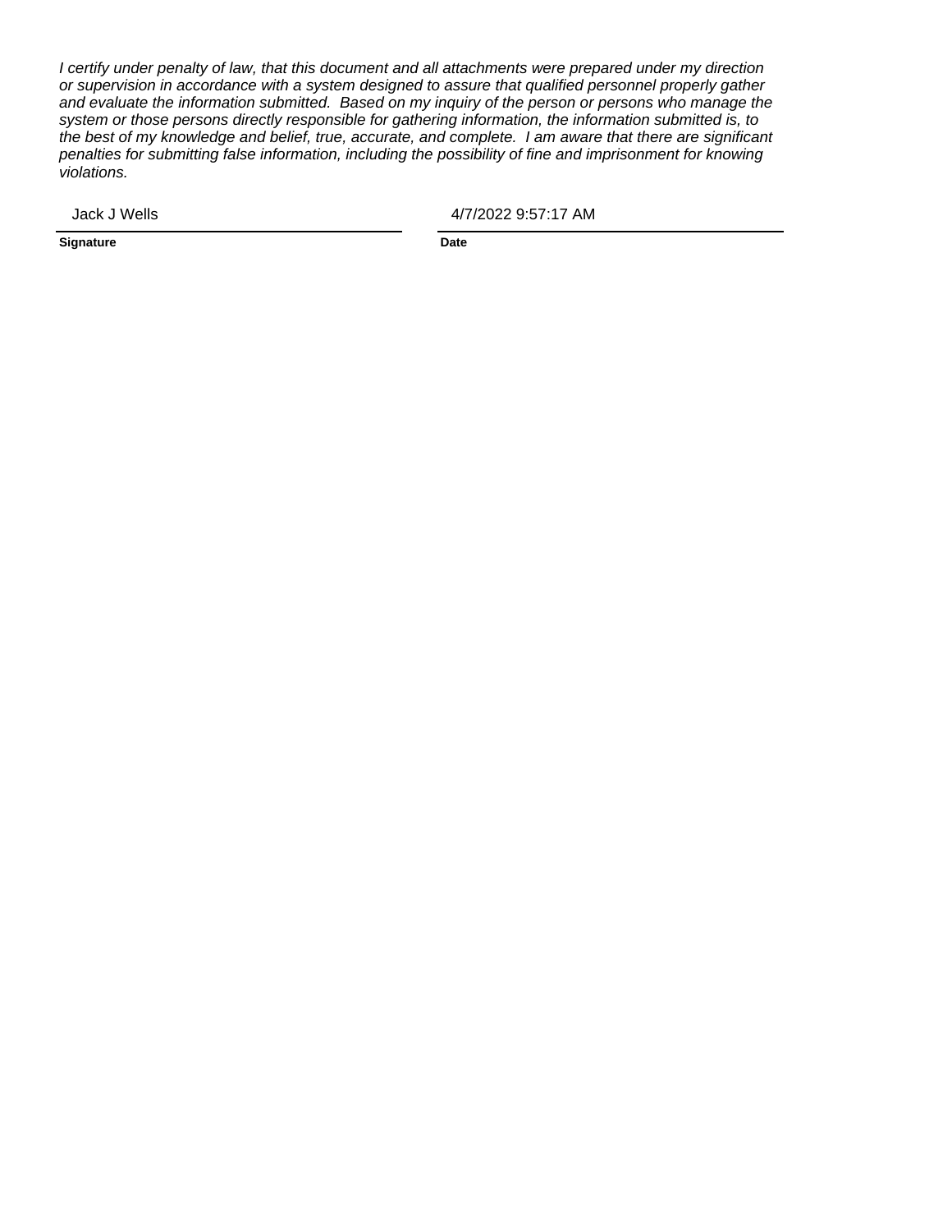*I certify under penalty of law, that this document and all attachments were prepared under my direction or supervision in accordance with a system designed to assure that qualified personnel properly gather and evaluate the information submitted. Based on my inquiry of the person or persons who manage the system or those persons directly responsible for gathering information, the information submitted is, to the best of my knowledge and belief, true, accurate, and complete. I am aware that there are significant penalties for submitting false information, including the possibility of fine and imprisonment for knowing violations.*

| | |
|---|---|
| Jack J Wells | 4/7/2022 9:57:17 AM |
| **Signature** | **Date** |